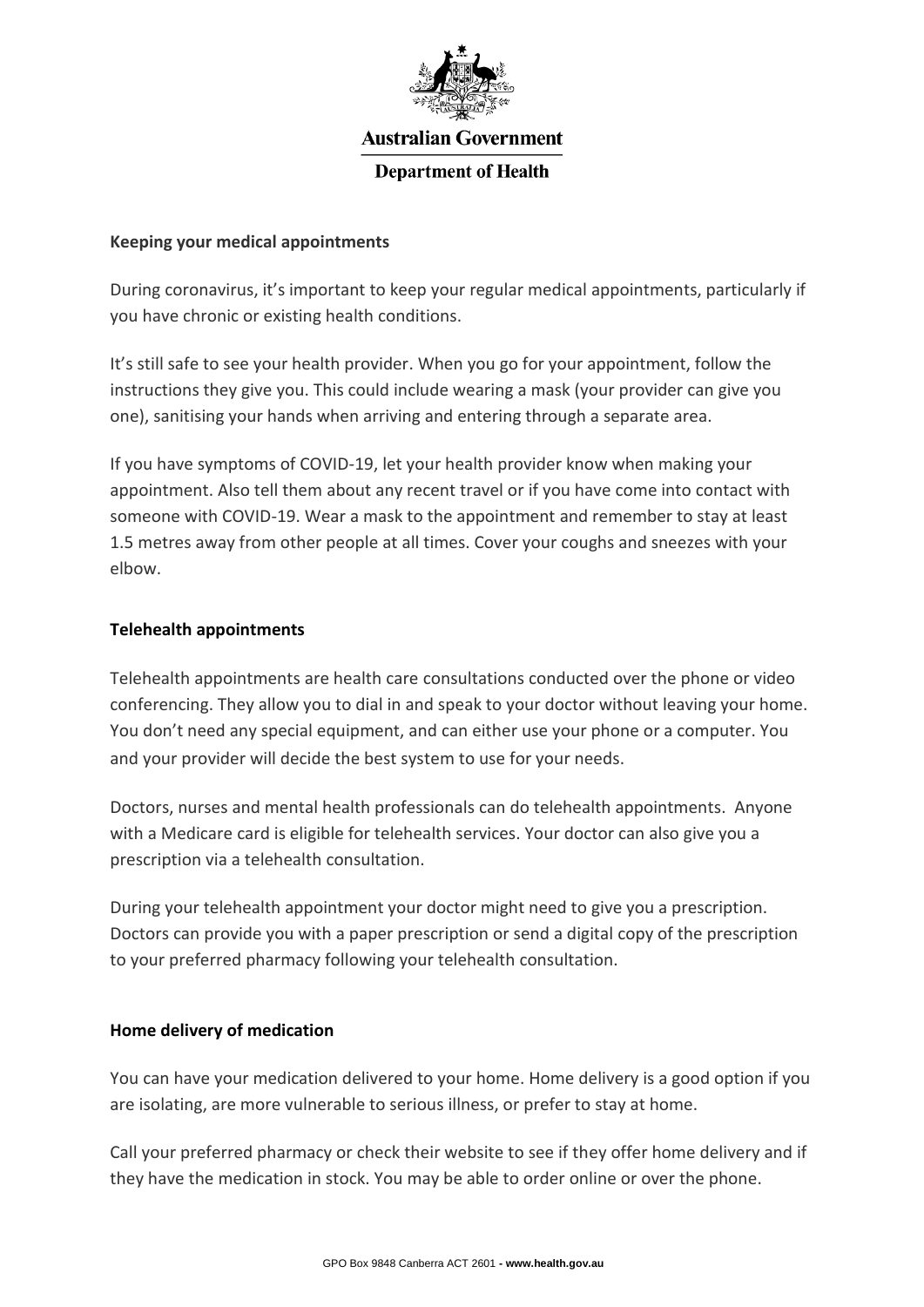Australian Government

Department of Health

**Keeping your medical appointments**

During coronavirus, it's important to keep your regular medical appointments, particularly if you have chronic or existing health conditions.

It's still safe to see your health provider. When you go for your appointment, follow the instructions they give you. This could include wearing a mask (your provider can give you one), sanitising your hands when arriving and entering through a separate area.

If you have symptoms of COVID-19, let your health provider know when making your appointment. Also tell them about any recent travel or if you have come into contact with someone with COVID-19. Wear a mask to the appointment and remember to stay at least 1.5 metres away from other people at all times. Cover your coughs and sneezes with your elbow.

**Telehealth appointments**

Telehealth appointments are health care consultations conducted over the phone or video conferencing. They allow you to dial in and speak to your doctor without leaving your home. You don't need any special equipment, and can either use your phone or a computer. You and your provider will decide the best system to use for your needs.

Doctors, nurses and mental health professionals can do telehealth appointments. Anyone with a Medicare card is eligible for telehealth services. Your doctor can also give you a prescription via a telehealth consultation.

During your telehealth appointment your doctor might need to give you a prescription. Doctors can provide you with a paper prescription or send a digital copy of the prescription to your preferred pharmacy following your telehealth consultation.

**Home delivery of medication**

You can have your medication delivered to your home. Home delivery is a good option if you are isolating, are more vulnerable to serious illness, or prefer to stay at home.

Call your preferred pharmacy or check their website to see if they offer home delivery and if they have the medication in stock. You may be able to order online or over the phone.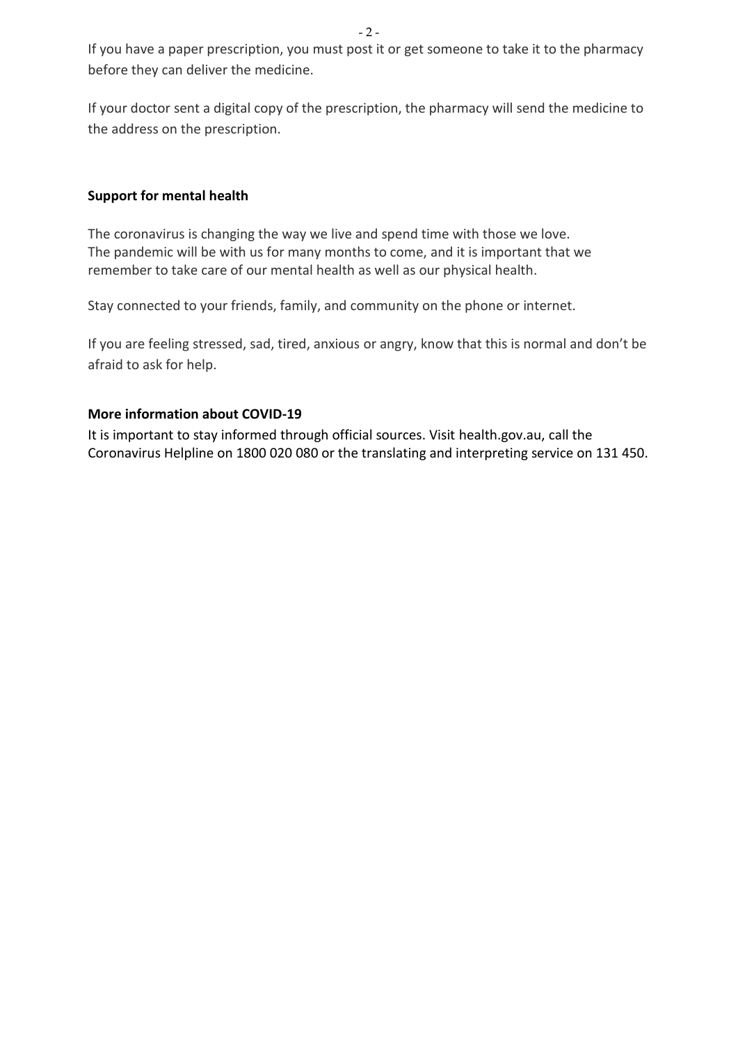If you have a paper prescription, you must post it or get someone to take it to the pharmacy before they can deliver the medicine.

If your doctor sent a digital copy of the prescription, the pharmacy will send the medicine to the address on the prescription.

**Support for mental health**

The coronavirus is changing the way we live and spend time with those we love. The pandemic will be with us for many months to come, and it is important that we remember to take care of our mental health as well as our physical health.

Stay connected to your friends, family, and community on the phone or internet.

If you are feeling stressed, sad, tired, anxious or angry, know that this is normal and don't be afraid to ask for help.

**More information about COVID-19**

It is important to stay informed through official sources. Visit health.gov.au, call the Coronavirus Helpline on 1800 020 080 or the translating and interpreting service on 131 450.